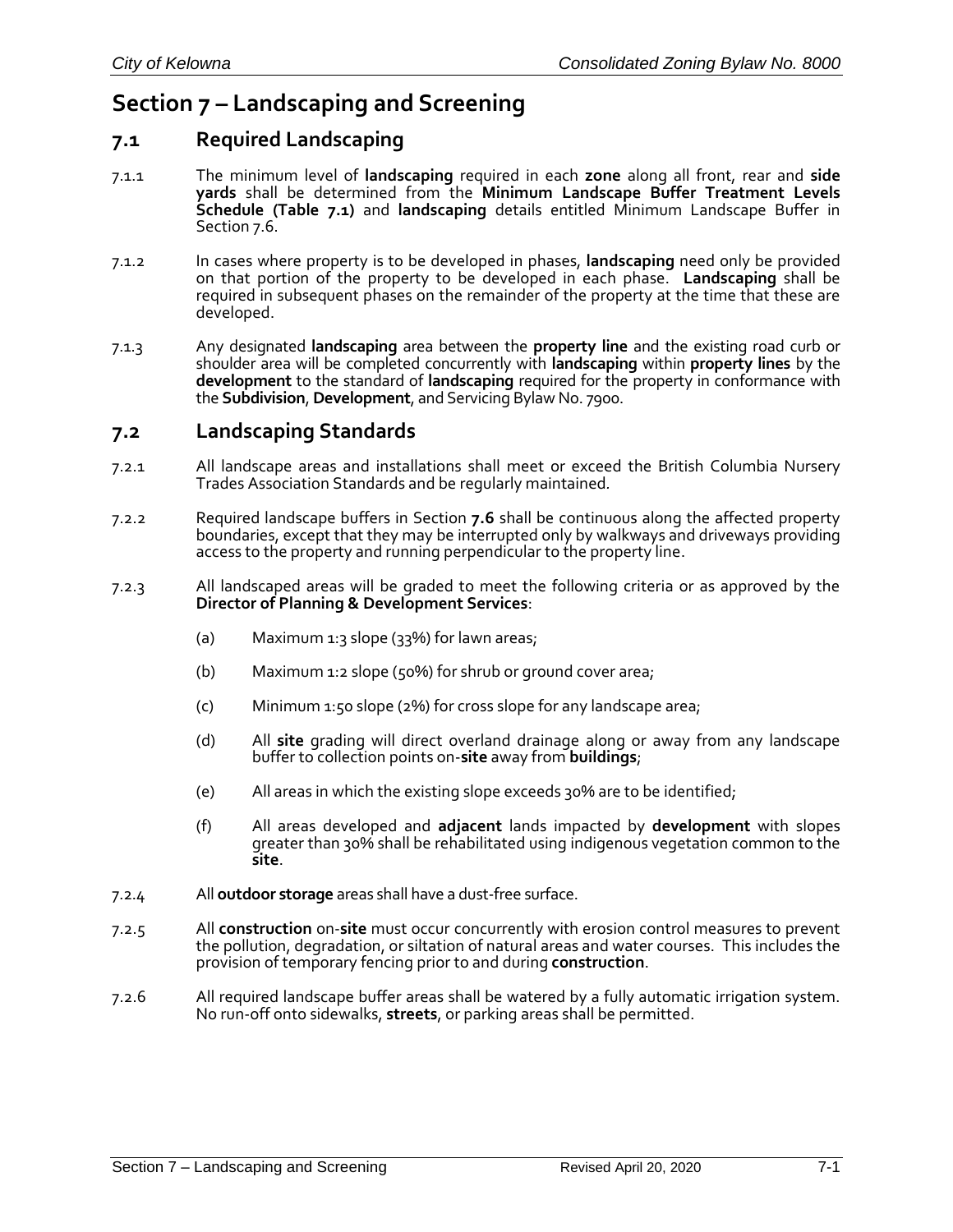# Section 7 – Landscaping and Screening

## 7.1 Required Landscaping

7.1.1 The minimum level of **landscaping** required in each **zone** along all front, rear and **side yards** shall be determined from the **Minimum Landscape Buffer Treatment Levels Schedule (Table 7.1)** and **landscaping** details entitled Minimum Landscape Buffer in Section 7.6.

7.1.2 In cases where property is to be developed in phases, **landscaping** need only be provided on that portion of the property to be developed in each phase. **Landscaping** shall be required in subsequent phases on the remainder of the property at the time that these are developed.

7.1.3 Any designated **landscaping** area between the **property line** and the existing road curb or shoulder area will be completed concurrently with **landscaping** within **property lines** by the **development** to the standard of **landscaping** required for the property in conformance with the **Subdivision**, **Development**, and Servicing Bylaw No. 7900.

## 7.2 Landscaping Standards

7.2.1 All landscape areas and installations shall meet or exceed the British Columbia Nursery Trades Association Standards and be regularly maintained.

7.2.2 Required landscape buffers in Section **7.6** shall be continuous along the affected property boundaries, except that they may be interrupted only by walkways and driveways providing access to the property and running perpendicular to the property line.

7.2.3 All landscaped areas will be graded to meet the following criteria or as approved by the **Director of Planning & Development Services**:

(a) Maximum 1:3 slope (33%) for lawn areas;

(b) Maximum 1:2 slope (50%) for shrub or ground cover area;

(c) Minimum 1:50 slope (2%) for cross slope for any landscape area;

(d) All **site** grading will direct overland drainage along or away from any landscape buffer to collection points on-**site** away from **buildings**;

(e) All areas in which the existing slope exceeds 30% are to be identified;

(f) All areas developed and **adjacent** lands impacted by **development** with slopes greater than 30% shall be rehabilitated using indigenous vegetation common to the **site**.

7.2.4 All **outdoor storage** areas shall have a dust-free surface.

7.2.5 All **construction** on-**site** must occur concurrently with erosion control measures to prevent the pollution, degradation, or siltation of natural areas and water courses. This includes the provision of temporary fencing prior to and during **construction**.

7.2.6 All required landscape buffer areas shall be watered by a fully automatic irrigation system. No run-off onto sidewalks, **streets**, or parking areas shall be permitted.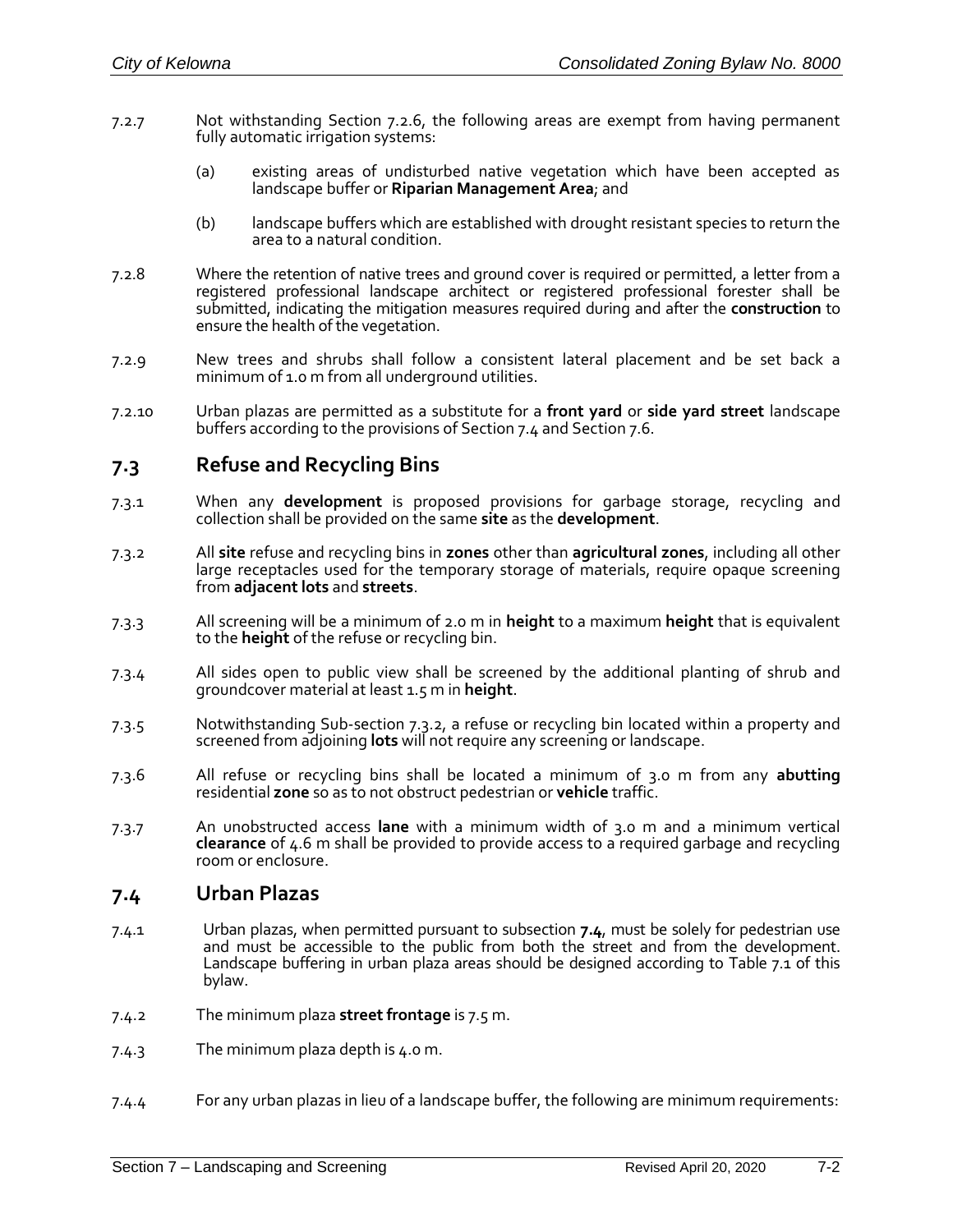7.2.7 Not withstanding Section 7.2.6, the following areas are exempt from having permanent fully automatic irrigation systems:

(a) existing areas of undisturbed native vegetation which have been accepted as landscape buffer or **Riparian Management Area**; and

(b) landscape buffers which are established with drought resistant species to return the area to a natural condition.

7.2.8 Where the retention of native trees and ground cover is required or permitted, a letter from a registered professional landscape architect or registered professional forester shall be submitted, indicating the mitigation measures required during and after the **construction** to ensure the health of the vegetation.

7.2.9 New trees and shrubs shall follow a consistent lateral placement and be set back a minimum of 1.0 m from all underground utilities.

7.2.10 Urban plazas are permitted as a substitute for a **front yard** or **side yard street** landscape buffers according to the provisions of Section 7.4 and Section 7.6.

## 7.3 Refuse and Recycling Bins

7.3.1 When any **development** is proposed provisions for garbage storage, recycling and collection shall be provided on the same **site** as the **development**.

7.3.2 All **site** refuse and recycling bins in **zones** other than **agricultural zones**, including all other large receptacles used for the temporary storage of materials, require opaque screening from **adjacent lots** and **streets**.

7.3.3 All screening will be a minimum of 2.0 m in **height** to a maximum **height** that is equivalent to the **height** of the refuse or recycling bin.

7.3.4 All sides open to public view shall be screened by the additional planting of shrub and groundcover material at least 1.5 m in **height**.

7.3.5 Notwithstanding Sub-section 7.3.2, a refuse or recycling bin located within a property and screened from adjoining **lots** will not require any screening or landscape.

7.3.6 All refuse or recycling bins shall be located a minimum of 3.0 m from any **abutting** residential **zone** so as to not obstruct pedestrian or **vehicle** traffic.

7.3.7 An unobstructed access **lane** with a minimum width of 3.0 m and a minimum vertical **clearance** of 4.6 m shall be provided to provide access to a required garbage and recycling room or enclosure.

## 7.4 Urban Plazas

7.4.1 Urban plazas, when permitted pursuant to subsection **7.4**, must be solely for pedestrian use and must be accessible to the public from both the street and from the development. Landscape buffering in urban plaza areas should be designed according to Table 7.1 of this bylaw.

7.4.2 The minimum plaza **street frontage** is 7.5 m.

7.4.3 The minimum plaza depth is 4.0 m.

7.4.4 For any urban plazas in lieu of a landscape buffer, the following are minimum requirements: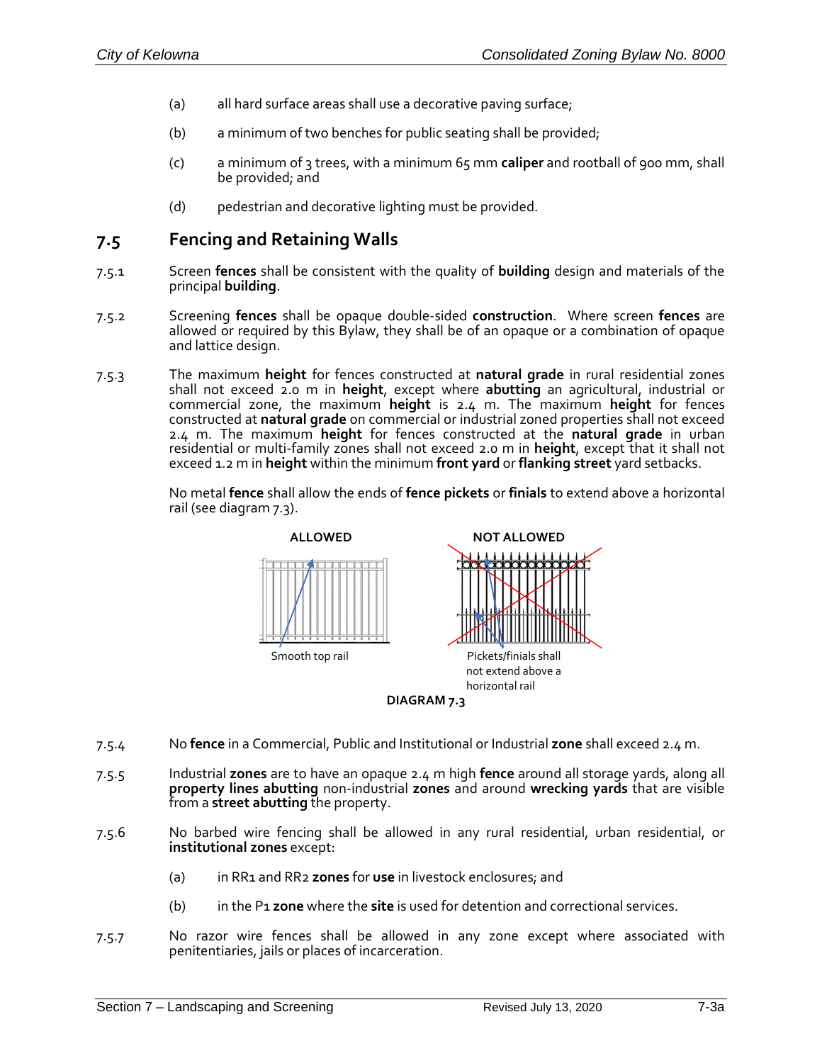(a) all hard surface areas shall use a decorative paving surface;

(b) a minimum of two benches for public seating shall be provided;

(c) a minimum of 3 trees, with a minimum 65 mm **caliper** and rootball of 900 mm, shall be provided; and

(d) pedestrian and decorative lighting must be provided.

## 7.5 Fencing and Retaining Walls

7.5.1 Screen **fences** shall be consistent with the quality of **building** design and materials of the principal **building**.

7.5.2 Screening **fences** shall be opaque double-sided **construction**. Where screen **fences** are allowed or required by this Bylaw, they shall be of an opaque or a combination of opaque and lattice design.

7.5.3 The maximum **height** for fences constructed at **natural grade** in rural residential zones shall not exceed 2.0 m in **height**, except where **abutting** an agricultural, industrial or commercial zone, the maximum **height** is 2.4 m. The maximum **height** for fences constructed at **natural grade** on commercial or industrial zoned properties shall not exceed 2.4 m. The maximum **height** for fences constructed at the **natural grade** in urban residential or multi-family zones shall not exceed 2.0 m in **height**, except that it shall not exceed 1.2 m in **height** within the minimum **front yard** or **flanking street** yard setbacks.

No metal **fence** shall allow the ends of **fence pickets** or **finials** to extend above a horizontal rail (see diagram 7.3).

**ALLOWED** — Smooth top rail

**NOT ALLOWED** — Pickets/finials shall not extend above a horizontal rail

**DIAGRAM 7.3**

7.5.4 No **fence** in a Commercial, Public and Institutional or Industrial **zone** shall exceed 2.4 m.

7.5.5 Industrial **zones** are to have an opaque 2.4 m high **fence** around all storage yards, along all **property lines abutting** non-industrial **zones** and around **wrecking yards** that are visible from a **street abutting** the property.

7.5.6 No barbed wire fencing shall be allowed in any rural residential, urban residential, or **institutional zones** except:

(a) in RR1 and RR2 **zones** for **use** in livestock enclosures; and

(b) in the P1 **zone** where the **site** is used for detention and correctional services.

7.5.7 No razor wire fences shall be allowed in any zone except where associated with penitentiaries, jails or places of incarceration.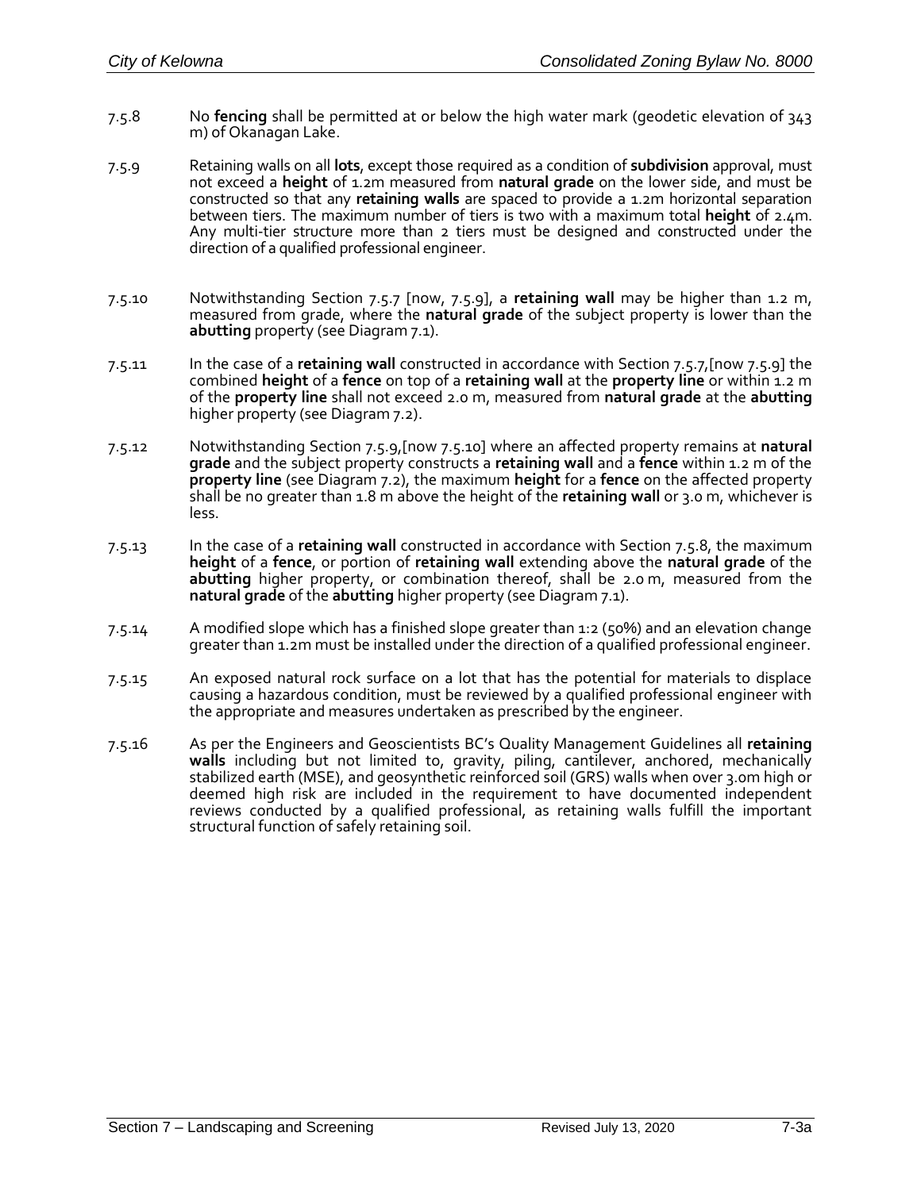7.5.8 No **fencing** shall be permitted at or below the high water mark (geodetic elevation of 343 m) of Okanagan Lake.

7.5.9 Retaining walls on all **lots**, except those required as a condition of **subdivision** approval, must not exceed a **height** of 1.2m measured from **natural grade** on the lower side, and must be constructed so that any **retaining walls** are spaced to provide a 1.2m horizontal separation between tiers. The maximum number of tiers is two with a maximum total **height** of 2.4m. Any multi-tier structure more than 2 tiers must be designed and constructed under the direction of a qualified professional engineer.

7.5.10 Notwithstanding Section 7.5.7 [now, 7.5.9], a **retaining wall** may be higher than 1.2 m, measured from grade, where the **natural grade** of the subject property is lower than the **abutting** property (see Diagram 7.1).

7.5.11 In the case of a **retaining wall** constructed in accordance with Section 7.5.7,[now 7.5.9] the combined **height** of a **fence** on top of a **retaining wall** at the **property line** or within 1.2 m of the **property line** shall not exceed 2.0 m, measured from **natural grade** at the **abutting** higher property (see Diagram 7.2).

7.5.12 Notwithstanding Section 7.5.9,[now 7.5.10] where an affected property remains at **natural grade** and the subject property constructs a **retaining wall** and a **fence** within 1.2 m of the **property line** (see Diagram 7.2), the maximum **height** for a **fence** on the affected property shall be no greater than 1.8 m above the height of the **retaining wall** or 3.0 m, whichever is less.

7.5.13 In the case of a **retaining wall** constructed in accordance with Section 7.5.8, the maximum **height** of a **fence**, or portion of **retaining wall** extending above the **natural grade** of the **abutting** higher property, or combination thereof, shall be 2.0 m, measured from the **natural grade** of the **abutting** higher property (see Diagram 7.1).

7.5.14 A modified slope which has a finished slope greater than 1:2 (50%) and an elevation change greater than 1.2m must be installed under the direction of a qualified professional engineer.

7.5.15 An exposed natural rock surface on a lot that has the potential for materials to displace causing a hazardous condition, must be reviewed by a qualified professional engineer with the appropriate and measures undertaken as prescribed by the engineer.

7.5.16 As per the Engineers and Geoscientists BC's Quality Management Guidelines all **retaining walls** including but not limited to, gravity, piling, cantilever, anchored, mechanically stabilized earth (MSE), and geosynthetic reinforced soil (GRS) walls when over 3.0m high or deemed high risk are included in the requirement to have documented independent reviews conducted by a qualified professional, as retaining walls fulfill the important structural function of safely retaining soil.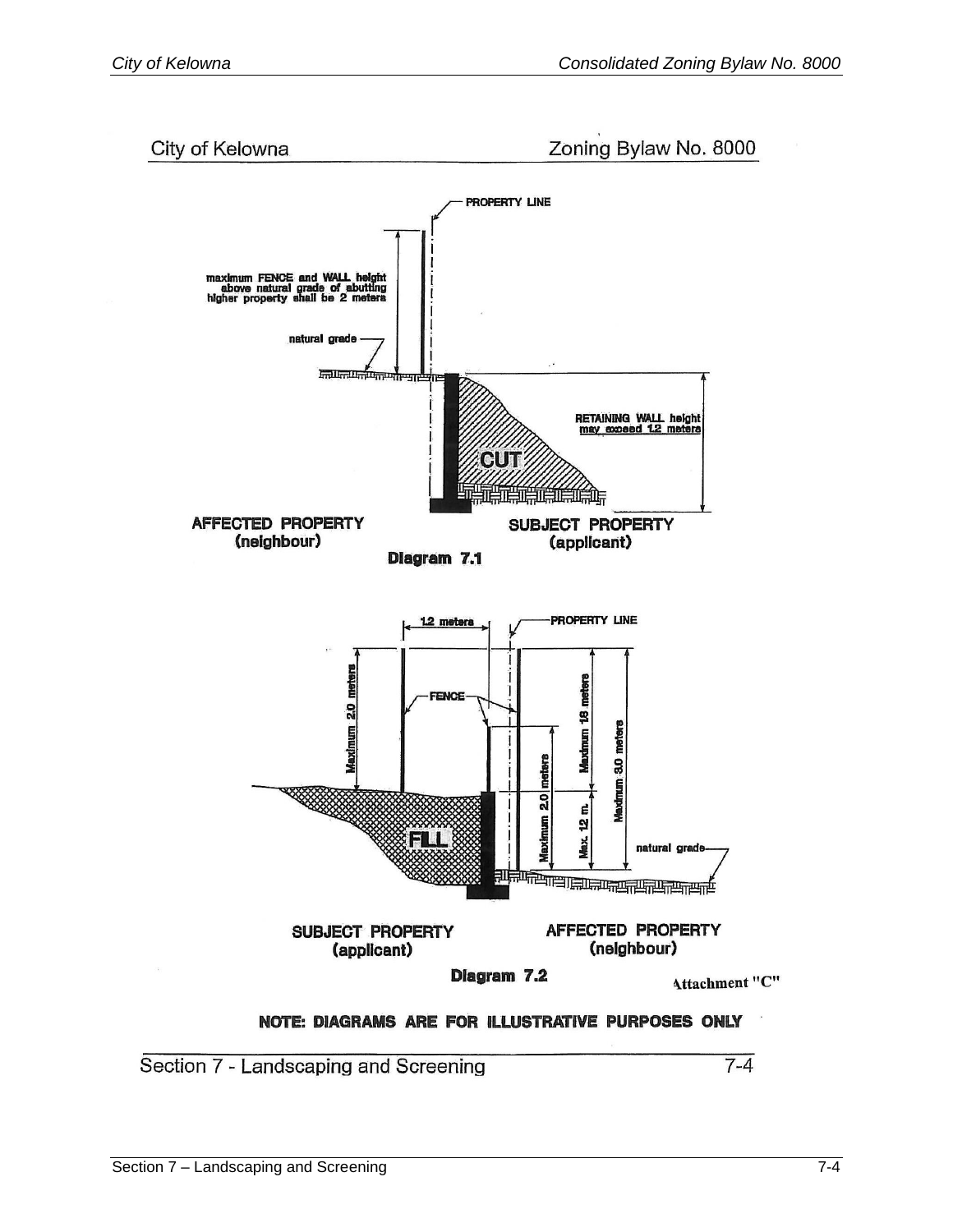PROPERTY LINE

maximum FENCE and WALL height above natural grade of abutting higher property shall be 2 meters

natural grade

RETAINING WALL height may exceed 1.2 meters

CUT

AFFECTED PROPERTY (neighbour)

SUBJECT PROPERTY (applicant)

**Diagram 7.1**

1.2 meters

PROPERTY LINE

FENCE

Maximum 2.0 meters

Maximum 2.0 meters

Maximum 1.8 meters

Maximum 3.0 meters

Max. 1.2 m.

natural grade

FILL

SUBJECT PROPERTY (applicant)

AFFECTED PROPERTY (neighbour)

**Diagram 7.2**

Attachment "C"

**NOTE: DIAGRAMS ARE FOR ILLUSTRATIVE PURPOSES ONLY**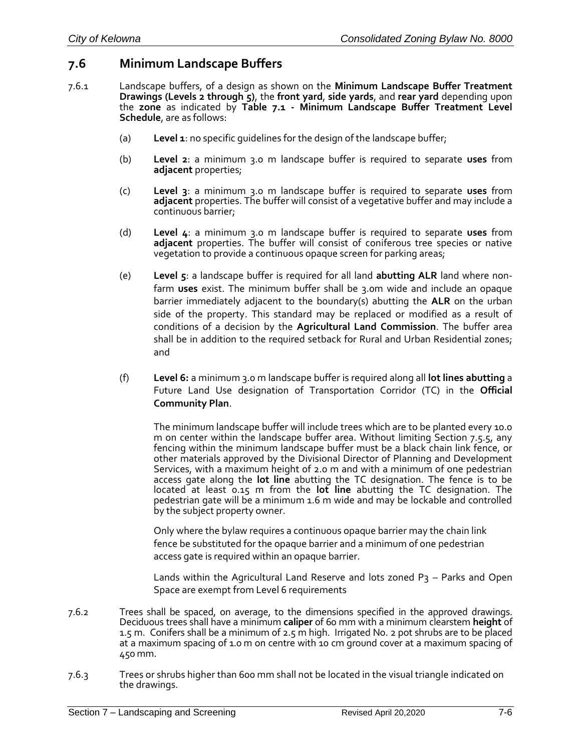## 7.6 Minimum Landscape Buffers

7.6.1 Landscape buffers, of a design as shown on the **Minimum Landscape Buffer Treatment Drawings (Levels 2 through 5)**, the **front yard**, **side yards**, and **rear yard** depending upon the **zone** as indicated by **Table 7.1 - Minimum Landscape Buffer Treatment Level Schedule**, are as follows:

(a) **Level 1**: no specific guidelines for the design of the landscape buffer;

(b) **Level 2**: a minimum 3.0 m landscape buffer is required to separate **uses** from **adjacent** properties;

(c) **Level 3**: a minimum 3.0 m landscape buffer is required to separate **uses** from **adjacent** properties. The buffer will consist of a vegetative buffer and may include a continuous barrier;

(d) **Level 4**: a minimum 3.0 m landscape buffer is required to separate **uses** from **adjacent** properties. The buffer will consist of coniferous tree species or native vegetation to provide a continuous opaque screen for parking areas;

(e) **Level 5**: a landscape buffer is required for all land **abutting ALR** land where non-farm **uses** exist. The minimum buffer shall be 3.0m wide and include an opaque barrier immediately adjacent to the boundary(s) abutting the **ALR** on the urban side of the property. This standard may be replaced or modified as a result of conditions of a decision by the **Agricultural Land Commission**. The buffer area shall be in addition to the required setback for Rural and Urban Residential zones; and

(f) **Level 6:** a minimum 3.0 m landscape buffer is required along all **lot lines abutting** a Future Land Use designation of Transportation Corridor (TC) in the **Official Community Plan**.

The minimum landscape buffer will include trees which are to be planted every 10.0 m on center within the landscape buffer area. Without limiting Section 7.5.5, any fencing within the minimum landscape buffer must be a black chain link fence, or other materials approved by the Divisional Director of Planning and Development Services, with a maximum height of 2.0 m and with a minimum of one pedestrian access gate along the **lot line** abutting the TC designation. The fence is to be located at least 0.15 m from the **lot line** abutting the TC designation. The pedestrian gate will be a minimum 1.6 m wide and may be lockable and controlled by the subject property owner.

Only where the bylaw requires a continuous opaque barrier may the chain link fence be substituted for the opaque barrier and a minimum of one pedestrian access gate is required within an opaque barrier.

Lands within the Agricultural Land Reserve and lots zoned P3 – Parks and Open Space are exempt from Level 6 requirements

7.6.2 Trees shall be spaced, on average, to the dimensions specified in the approved drawings. Deciduous trees shall have a minimum **caliper** of 60 mm with a minimum clearstem **height** of 1.5 m. Conifers shall be a minimum of 2.5 m high. Irrigated No. 2 pot shrubs are to be placed at a maximum spacing of 1.0 m on centre with 10 cm ground cover at a maximum spacing of 450 mm.

7.6.3 Trees or shrubs higher than 600 mm shall not be located in the visual triangle indicated on the drawings.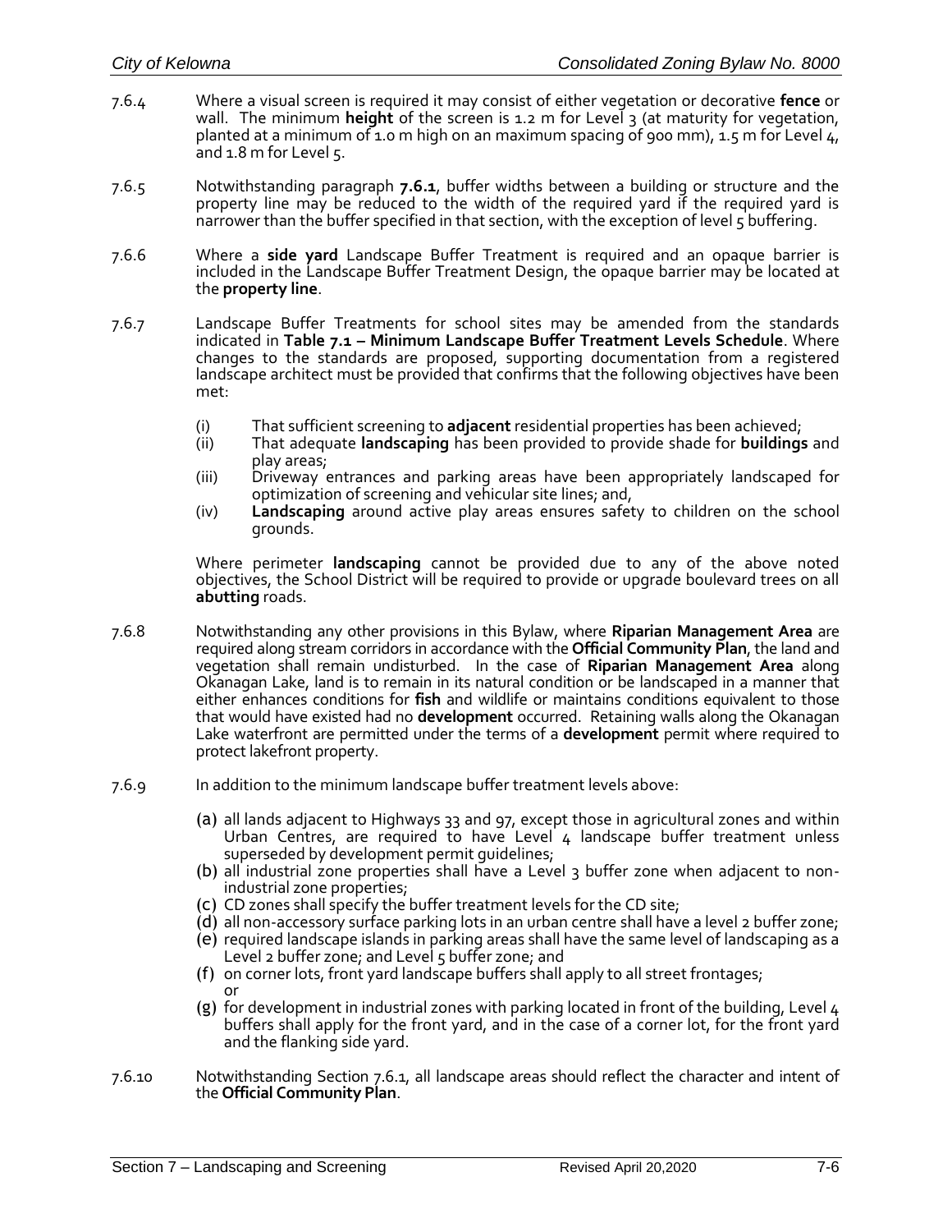7.6.4 Where a visual screen is required it may consist of either vegetation or decorative **fence** or wall. The minimum **height** of the screen is 1.2 m for Level 3 (at maturity for vegetation, planted at a minimum of 1.0 m high on an maximum spacing of 900 mm), 1.5 m for Level 4, and 1.8 m for Level 5.

7.6.5 Notwithstanding paragraph **7.6.1**, buffer widths between a building or structure and the property line may be reduced to the width of the required yard if the required yard is narrower than the buffer specified in that section, with the exception of level 5 buffering.

7.6.6 Where a **side yard** Landscape Buffer Treatment is required and an opaque barrier is included in the Landscape Buffer Treatment Design, the opaque barrier may be located at the **property line**.

7.6.7 Landscape Buffer Treatments for school sites may be amended from the standards indicated in **Table 7.1 – Minimum Landscape Buffer Treatment Levels Schedule**. Where changes to the standards are proposed, supporting documentation from a registered landscape architect must be provided that confirms that the following objectives have been met:

- (i) That sufficient screening to **adjacent** residential properties has been achieved;
- (ii) That adequate **landscaping** has been provided to provide shade for **buildings** and play areas;
- (iii) Driveway entrances and parking areas have been appropriately landscaped for optimization of screening and vehicular site lines; and,
- (iv) **Landscaping** around active play areas ensures safety to children on the school grounds.

Where perimeter **landscaping** cannot be provided due to any of the above noted objectives, the School District will be required to provide or upgrade boulevard trees on all **abutting** roads.

7.6.8 Notwithstanding any other provisions in this Bylaw, where **Riparian Management Area** are required along stream corridors in accordance with the **Official Community Plan**, the land and vegetation shall remain undisturbed. In the case of **Riparian Management Area** along Okanagan Lake, land is to remain in its natural condition or be landscaped in a manner that either enhances conditions for **fish** and wildlife or maintains conditions equivalent to those that would have existed had no **development** occurred. Retaining walls along the Okanagan Lake waterfront are permitted under the terms of a **development** permit where required to protect lakefront property.

7.6.9 In addition to the minimum landscape buffer treatment levels above:

- (a) all lands adjacent to Highways 33 and 97, except those in agricultural zones and within Urban Centres, are required to have Level 4 landscape buffer treatment unless superseded by development permit guidelines;
- (b) all industrial zone properties shall have a Level 3 buffer zone when adjacent to non-industrial zone properties;
- (c) CD zones shall specify the buffer treatment levels for the CD site;
- (d) all non-accessory surface parking lots in an urban centre shall have a level 2 buffer zone;
- (e) required landscape islands in parking areas shall have the same level of landscaping as a Level 2 buffer zone; and Level 5 buffer zone; and
- (f) on corner lots, front yard landscape buffers shall apply to all street frontages; or
- (g) for development in industrial zones with parking located in front of the building, Level 4 buffers shall apply for the front yard, and in the case of a corner lot, for the front yard and the flanking side yard.

7.6.10 Notwithstanding Section 7.6.1, all landscape areas should reflect the character and intent of the **Official Community Plan**.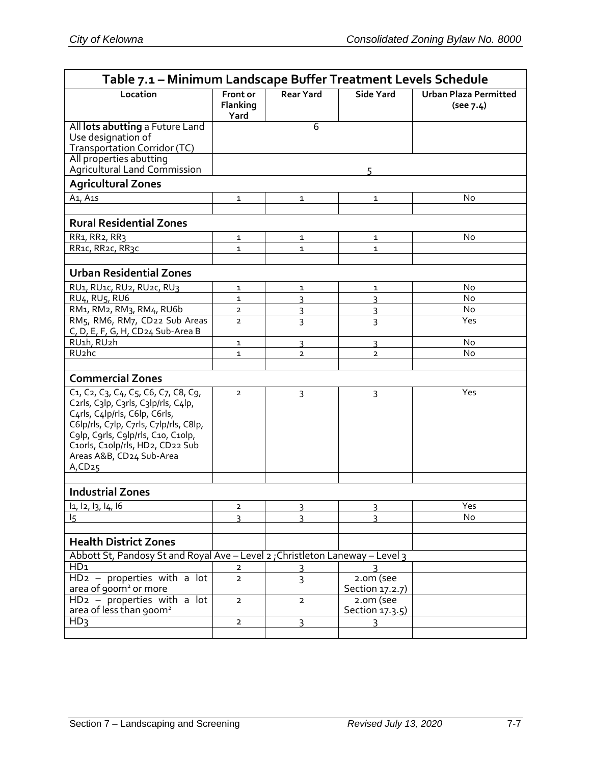## Table 7.1 – Minimum Landscape Buffer Treatment Levels Schedule

| Location | Front or Flanking Yard | Rear Yard | Side Yard | Urban Plaza Permitted (see 7.4) |
|---|---|---|---|---|
| All **lots abutting** a Future Land Use designation of Transportation Corridor (TC) | | 6 | | |
| All properties abutting Agricultural Land Commission | | | 5 | |
| **Agricultural Zones** | | | | |
| A1, A1s | 1 | 1 | 1 | No |
| | | | | |
| **Rural Residential Zones** | | | | |
| RR1, RR2, RR3 | 1 | 1 | 1 | No |
| RR1c, RR2c, RR3c | 1 | 1 | 1 | |
| | | | | |
| **Urban Residential Zones** | | | | |
| RU1, RU1c, RU2, RU2c, RU3 | 1 | 1 | 1 | No |
| RU4, RU5, RU6 | 1 | 3 | 3 | No |
| RM1, RM2, RM3, RM4, RU6b | 2 | 3 | 3 | No |
| RM5, RM6, RM7, CD22 Sub Areas C, D, E, F, G, H, CD24 Sub-Area B | 2 | 3 | 3 | Yes |
| RU1h, RU2h | 1 | 3 | 3 | No |
| RU2hc | 1 | 2 | 2 | No |
| | | | | |
| **Commercial Zones** | | | | |
| C1, C2, C3, C4, C5, C6, C7, C8, C9, C2rls, C3lp, C3rls, C3lp/rls, C4lp, C4rls, C4lp/rls, C6lp, C6rls, C6lp/rls, C7lp, C7rls, C7lp/rls, C8lp, C9lp, C9rls, C9lp/rls, C10, C10lp, C10rls, C10lp/rls, HD2, CD22 Sub Areas A&B, CD24 Sub-Area A,CD25 | 2 | 3 | 3 | Yes |
| | | | | |
| **Industrial Zones** | | | | |
| I1, I2, I3, I4, I6 | 2 | 3 | 3 | Yes |
| I5 | 3 | 3 | 3 | No |
| | | | | |
| **Health District Zones** | | | | |
| Abbott St, Pandosy St and Royal Ave – Level 2 ;Christleton Laneway – Level 3 | | | | |
| HD1 | 2 | 3 | 3 | |
| HD2 – properties with a lot area of 900m² or more | 2 | 3 | 2.0m (see Section 17.2.7) | |
| HD2 – properties with a lot area of less than 900m² | 2 | 2 | 2.0m (see Section 17.3.5) | |
| HD3 | 2 | 3 | 3 | |
| | | | | |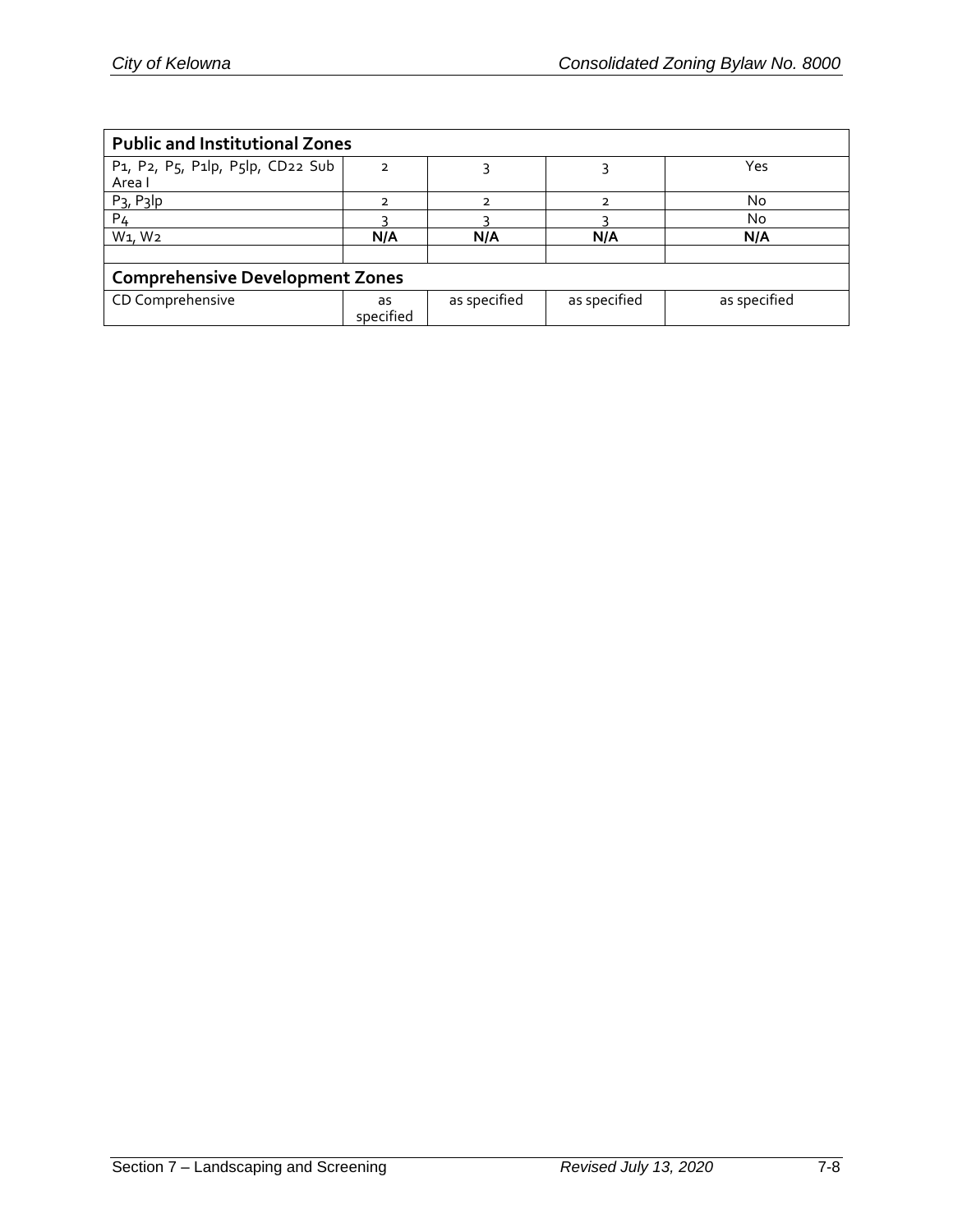| Public and Institutional Zones | | | | |
|---|---|---|---|---|
| P1, P2, P5, P1lp, P5lp, CD22 Sub Area I | 2 | 3 | 3 | Yes |
| P3, P3lp | 2 | 2 | 2 | No |
| P4 | 3 | 3 | 3 | No |
| W1, W2 | **N/A** | **N/A** | **N/A** | **N/A** |
| | | | | |
| **Comprehensive Development Zones** | | | | |
| CD Comprehensive | as specified | as specified | as specified | as specified |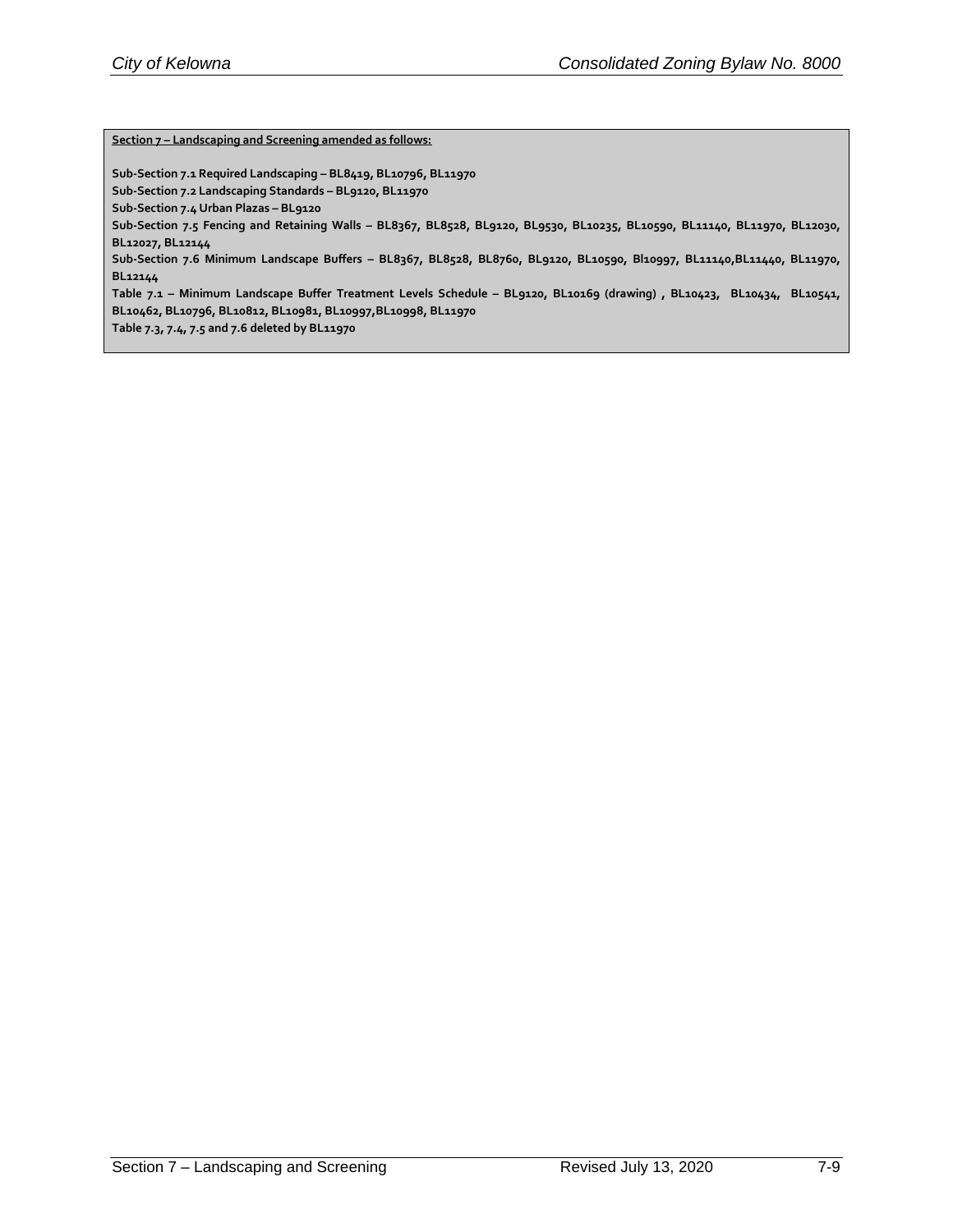**Section 7 – Landscaping and Screening amended as follows:**

**Sub-Section 7.1 Required Landscaping – BL8419, BL10796, BL11970**
**Sub-Section 7.2 Landscaping Standards – BL9120, BL11970**
**Sub-Section 7.4 Urban Plazas – BL9120**
**Sub-Section 7.5 Fencing and Retaining Walls – BL8367, BL8528, BL9120, BL9530, BL10235, BL10590, BL11140, BL11970, BL12030, BL12027, BL12144**
**Sub-Section 7.6 Minimum Landscape Buffers – BL8367, BL8528, BL8760, BL9120, BL10590, Bl10997, BL11140,BL11440, BL11970, BL12144**
**Table 7.1 – Minimum Landscape Buffer Treatment Levels Schedule – BL9120, BL10169 (drawing) , BL10423, BL10434, BL10541, BL10462, BL10796, BL10812, BL10981, BL10997,BL10998, BL11970**
**Table 7.3, 7.4, 7.5 and 7.6 deleted by BL11970**